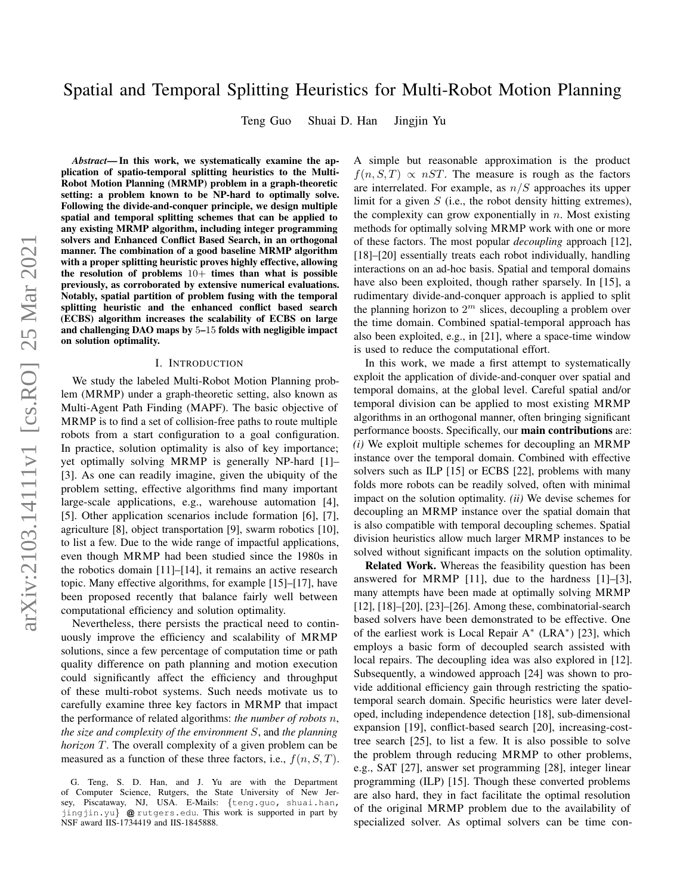# Spatial and Temporal Splitting Heuristics for Multi-Robot Motion Planning

Teng Guo Shuai D. Han Jingjin Yu

***Abstract*— In this work, we systematically examine the application of spatio-temporal splitting heuristics to the Multi-Robot Motion Planning (MRMP) problem in a graph-theoretic setting: a problem known to be NP-hard to optimally solve. Following the divide-and-conquer principle, we design multiple spatial and temporal splitting schemes that can be applied to any existing MRMP algorithm, including integer programming solvers and Enhanced Conflict Based Search, in an orthogonal manner. The combination of a good baseline MRMP algorithm with a proper splitting heuristic proves highly effective, allowing the resolution of problems $10+$ times than what is possible previously, as corroborated by extensive numerical evaluations. Notably, spatial partition of problem fusing with the temporal splitting heuristic and the enhanced conflict based search (ECBS) algorithm increases the scalability of ECBS on large and challenging DAO maps by 5–15 folds with negligible impact on solution optimality.**

## I. Introduction

We study the labeled Multi-Robot Motion Planning problem (MRMP) under a graph-theoretic setting, also known as Multi-Agent Path Finding (MAPF). The basic objective of MRMP is to find a set of collision-free paths to route multiple robots from a start configuration to a goal configuration. In practice, solution optimality is also of key importance; yet optimally solving MRMP is generally NP-hard [1]–[3]. As one can readily imagine, given the ubiquity of the problem setting, effective algorithms find many important large-scale applications, e.g., warehouse automation [4], [5]. Other application scenarios include formation [6], [7], agriculture [8], object transportation [9], swarm robotics [10], to list a few. Due to the wide range of impactful applications, even though MRMP had been studied since the 1980s in the robotics domain [11]–[14], it remains an active research topic. Many effective algorithms, for example [15]–[17], have been proposed recently that balance fairly well between computational efficiency and solution optimality.

Nevertheless, there persists the practical need to continuously improve the efficiency and scalability of MRMP solutions, since a few percentage of computation time or path quality difference on path planning and motion execution could significantly affect the efficiency and throughput of these multi-robot systems. Such needs motivate us to carefully examine three key factors in MRMP that impact the performance of related algorithms: *the number of robots* $n$, *the size and complexity of the environment* $S$, and *the planning horizon* $T$. The overall complexity of a given problem can be measured as a function of these three factors, i.e., $f(n, S, T)$. A simple but reasonable approximation is the product $f(n, S, T) \propto nST$. The measure is rough as the factors are interrelated. For example, as $n/S$ approaches its upper limit for a given $S$ (i.e., the robot density hitting extremes), the complexity can grow exponentially in $n$. Most existing methods for optimally solving MRMP work with one or more of these factors. The most popular *decoupling* approach [12], [18]–[20] essentially treats each robot individually, handling interactions on an ad-hoc basis. Spatial and temporal domains have also been exploited, though rather sparsely. In [15], a rudimentary divide-and-conquer approach is applied to split the planning horizon to $2^m$ slices, decoupling a problem over the time domain. Combined spatial-temporal approach has also been exploited, e.g., in [21], where a space-time window is used to reduce the computational effort.

In this work, we made a first attempt to systematically exploit the application of divide-and-conquer over spatial and temporal domains, at the global level. Careful spatial and/or temporal division can be applied to most existing MRMP algorithms in an orthogonal manner, often bringing significant performance boosts. Specifically, our **main contributions** are: *(i)* We exploit multiple schemes for decoupling an MRMP instance over the temporal domain. Combined with effective solvers such as ILP [15] or ECBS [22], problems with many folds more robots can be readily solved, often with minimal impact on the solution optimality. *(ii)* We devise schemes for decoupling an MRMP instance over the spatial domain that is also compatible with temporal decoupling schemes. Spatial division heuristics allow much larger MRMP instances to be solved without significant impacts on the solution optimality.

**Related Work.** Whereas the feasibility question has been answered for MRMP [11], due to the hardness [1]–[3], many attempts have been made at optimally solving MRMP [12], [18]–[20], [23]–[26]. Among these, combinatorial-search based solvers have been demonstrated to be effective. One of the earliest work is Local Repair A$^*$ (LRA$^*$) [23], which employs a basic form of decoupled search assisted with local repairs. The decoupling idea was also explored in [12]. Subsequently, a windowed approach [24] was shown to provide additional efficiency gain through restricting the spatio-temporal search domain. Specific heuristics were later developed, including independence detection [18], sub-dimensional expansion [19], conflict-based search [20], increasing-cost-tree search [25], to list a few. It is also possible to solve the problem through reducing MRMP to other problems, e.g., SAT [27], answer set programming [28], integer linear programming (ILP) [15]. Though these converted problems are also hard, they in fact facilitate the optimal resolution of the original MRMP problem due to the availability of specialized solver. As optimal solvers can be time con-

G. Teng, S. D. Han, and J. Yu are with the Department of Computer Science, Rutgers, the State University of New Jersey, Piscataway, NJ, USA. E-Mails: {teng.guo, shuai.han, jingjin.yu} @ rutgers.edu. This work is supported in part by NSF award IIS-1734419 and IIS-1845888.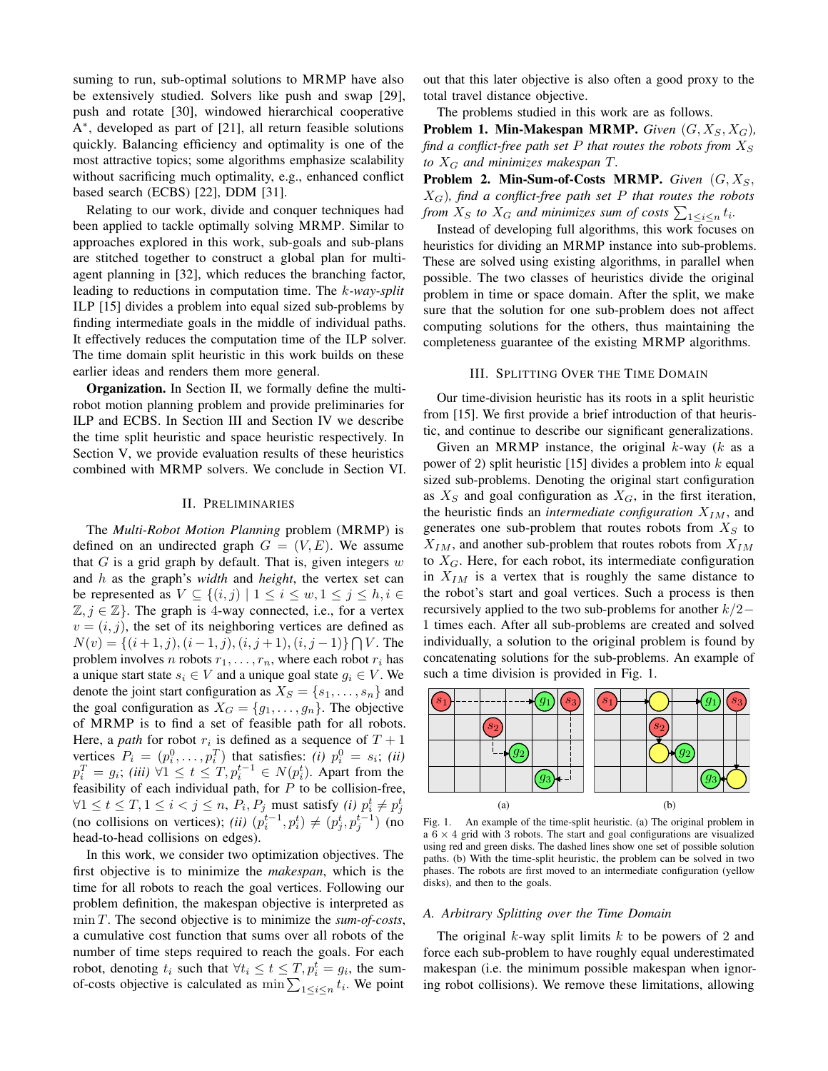suming to run, sub-optimal solutions to MRMP have also be extensively studied. Solvers like push and swap [29], push and rotate [30], windowed hierarchical cooperative A$^*$, developed as part of [21], all return feasible solutions quickly. Balancing efficiency and optimality is one of the most attractive topics; some algorithms emphasize scalability without sacrificing much optimality, e.g., enhanced conflict based search (ECBS) [22], DDM [31].

Relating to our work, divide and conquer techniques had been applied to tackle optimally solving MRMP. Similar to approaches explored in this work, sub-goals and sub-plans are stitched together to construct a global plan for multi-agent planning in [32], which reduces the branching factor, leading to reductions in computation time. The *k-way-split* ILP [15] divides a problem into equal sized sub-problems by finding intermediate goals in the middle of individual paths. It effectively reduces the computation time of the ILP solver. The time domain split heuristic in this work builds on these earlier ideas and renders them more general.

**Organization.** In Section II, we formally define the multi-robot motion planning problem and provide preliminaries for ILP and ECBS. In Section III and Section IV we describe the time split heuristic and space heuristic respectively. In Section V, we provide evaluation results of these heuristics combined with MRMP solvers. We conclude in Section VI.

## II. Preliminaries

The *Multi-Robot Motion Planning* problem (MRMP) is defined on an undirected graph $G = (V, E)$. We assume that $G$ is a grid graph by default. That is, given integers $w$ and $h$ as the graph's *width* and *height*, the vertex set can be represented as $V \subseteq \{(i, j) \mid 1 \leq i \leq w, 1 \leq j \leq h, i \in \mathbb{Z}, j \in \mathbb{Z}\}$. The graph is 4-way connected, i.e., for a vertex $v = (i, j)$, the set of its neighboring vertices are defined as $N(v) = \{(i+1, j), (i-1, j), (i, j+1), (i, j-1)\} \bigcap V$. The problem involves $n$ robots $r_1, \ldots, r_n$, where each robot $r_i$ has a unique start state $s_i \in V$ and a unique goal state $g_i \in V$. We denote the joint start configuration as $X_S = \{s_1, \ldots, s_n\}$ and the goal configuration as $X_G = \{g_1, \ldots, g_n\}$. The objective of MRMP is to find a set of feasible path for all robots. Here, a *path* for robot $r_i$ is defined as a sequence of $T+1$ vertices $P_i = (p_i^0, \ldots, p_i^T)$ that satisfies: *(i)* $p_i^0 = s_i$; *(ii)* $p_i^T = g_i$; *(iii)* $\forall 1 \leq t \leq T, p_i^{t-1} \in N(p_i^t)$. Apart from the feasibility of each individual path, for $P$ to be collision-free, $\forall 1 \leq t \leq T, 1 \leq i < j \leq n$, $P_i, P_j$ must satisfy *(i)* $p_i^t \neq p_j^t$ (no collisions on vertices); *(ii)* $(p_i^{t-1}, p_i^t) \neq (p_j^t, p_j^{t-1})$ (no head-to-head collisions on edges).

In this work, we consider two optimization objectives. The first objective is to minimize the *makespan*, which is the time for all robots to reach the goal vertices. Following our problem definition, the makespan objective is interpreted as $\min T$. The second objective is to minimize the *sum-of-costs*, a cumulative cost function that sums over all robots of the number of time steps required to reach the goals. For each robot, denoting $t_i$ such that $\forall t_i \leq t \leq T, p_i^t = g_i$, the sum-of-costs objective is calculated as $\min \sum_{1 \leq i \leq n} t_i$. We point out that this later objective is also often a good proxy to the total travel distance objective.

The problems studied in this work are as follows.

**Problem 1. Min-Makespan MRMP.** *Given* $(G, X_S, X_G)$*, find a conflict-free path set* $P$ *that routes the robots from* $X_S$ *to* $X_G$ *and minimizes makespan* $T$.

**Problem 2. Min-Sum-of-Costs MRMP.** *Given* $(G, X_S, X_G)$*, find a conflict-free path set* $P$ *that routes the robots from* $X_S$ *to* $X_G$ *and minimizes sum of costs* $\sum_{1 \leq i \leq n} t_i$.

Instead of developing full algorithms, this work focuses on heuristics for dividing an MRMP instance into sub-problems. These are solved using existing algorithms, in parallel when possible. The two classes of heuristics divide the original problem in time or space domain. After the split, we make sure that the solution for one sub-problem does not affect computing solutions for the others, thus maintaining the completeness guarantee of the existing MRMP algorithms.

## III. Splitting Over the Time Domain

Our time-division heuristic has its roots in a split heuristic from [15]. We first provide a brief introduction of that heuristic, and continue to describe our significant generalizations.

Given an MRMP instance, the original $k$-way ($k$ as a power of 2) split heuristic [15] divides a problem into $k$ equal sized sub-problems. Denoting the original start configuration as $X_S$ and goal configuration as $X_G$, in the first iteration, the heuristic finds an *intermediate configuration* $X_{IM}$, and generates one sub-problem that routes robots from $X_S$ to $X_{IM}$, and another sub-problem that routes robots from $X_{IM}$ to $X_G$. Here, for each robot, its intermediate configuration in $X_{IM}$ is a vertex that is roughly the same distance to the robot's start and goal vertices. Such a process is then recursively applied to the two sub-problems for another $k/2 - 1$ times each. After all sub-problems are created and solved individually, a solution to the original problem is found by concatenating solutions for the sub-problems. An example of such a time division is provided in Fig. 1.

Fig. 1. An example of the time-split heuristic. (a) The original problem in a $6 \times 4$ grid with 3 robots. The start and goal configurations are visualized using red and green disks. The dashed lines show one set of possible solution paths. (b) With the time-split heuristic, the problem can be solved in two phases. The robots are first moved to an intermediate configuration (yellow disks), and then to the goals.

### A. Arbitrary Splitting over the Time Domain

The original $k$-way split limits $k$ to be powers of 2 and force each sub-problem to have roughly equal underestimated makespan (i.e. the minimum possible makespan when ignoring robot collisions). We remove these limitations, allowing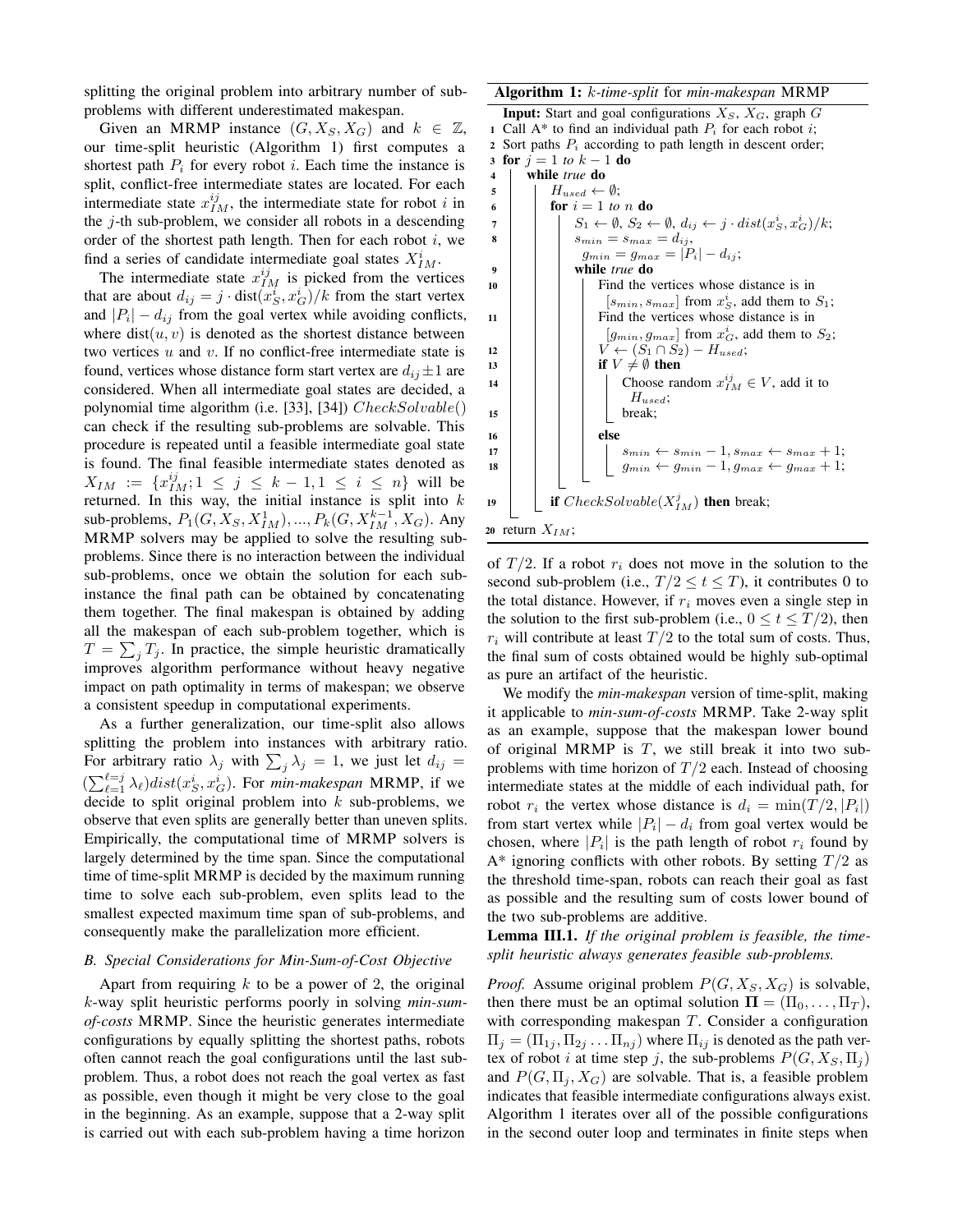splitting the original problem into arbitrary number of sub-problems with different underestimated makespan.

Given an MRMP instance $(G, X_S, X_G)$ and $k \in \mathbb{Z}$, our time-split heuristic (Algorithm 1) first computes a shortest path $P_i$ for every robot $i$. Each time the instance is split, conflict-free intermediate states are located. For each intermediate state $x_{IM}^{ij}$, the intermediate state for robot $i$ in the $j$-th sub-problem, we consider all robots in a descending order of the shortest path length. Then for each robot $i$, we find a series of candidate intermediate goal states $X_{IM}^{i}$.

The intermediate state $x_{IM}^{ij}$ is picked from the vertices that are about $d_{ij} = j \cdot \text{dist}(x_S^i, x_G^i)/k$ from the start vertex and $|P_i| - d_{ij}$ from the goal vertex while avoiding conflicts, where $\text{dist}(u, v)$ is denoted as the shortest distance between two vertices $u$ and $v$. If no conflict-free intermediate state is found, vertices whose distance form start vertex are $d_{ij} \pm 1$ are considered. When all intermediate goal states are decided, a polynomial time algorithm (i.e. [33], [34]) $CheckSolvable()$ can check if the resulting sub-problems are solvable. This procedure is repeated until a feasible intermediate goal state is found. The final feasible intermediate states denoted as $X_{IM} := \{x_{IM}^{ij}; 1 \le j \le k-1, 1 \le i \le n\}$ will be returned. In this way, the initial instance is split into $k$ sub-problems, $P_1(G, X_S, X_{IM}^1), ..., P_k(G, X_{IM}^{k-1}, X_G)$. Any MRMP solvers may be applied to solve the resulting sub-problems. Since there is no interaction between the individual sub-problems, once we obtain the solution for each sub-instance the final path can be obtained by concatenating them together. The final makespan is obtained by adding all the makespan of each sub-problem together, which is $T = \sum_j T_j$. In practice, the simple heuristic dramatically improves algorithm performance without heavy negative impact on path optimality in terms of makespan; we observe a consistent speedup in computational experiments.

As a further generalization, our time-split also allows splitting the problem into instances with arbitrary ratio. For arbitrary ratio $\lambda_j$ with $\sum_j \lambda_j = 1$, we just let $d_{ij} = (\sum_{\ell=1}^{\ell=j} \lambda_\ell) dist(x_S^i, x_G^i)$. For *min-makespan* MRMP, if we decide to split original problem into $k$ sub-problems, we observe that even splits are generally better than uneven splits. Empirically, the computational time of MRMP solvers is largely determined by the time span. Since the computational time of time-split MRMP is decided by the maximum running time to solve each sub-problem, even splits lead to the smallest expected maximum time span of sub-problems, and consequently make the parallelization more efficient.

### B. Special Considerations for Min-Sum-of-Cost Objective

Apart from requiring $k$ to be a power of 2, the original $k$-way split heuristic performs poorly in solving *min-sum-of-costs* MRMP. Since the heuristic generates intermediate configurations by equally splitting the shortest paths, robots often cannot reach the goal configurations until the last sub-problem. Thus, a robot does not reach the goal vertex as fast as possible, even though it might be very close to the goal in the beginning. As an example, suppose that a 2-way split is carried out with each sub-problem having a time horizon of $T/2$. If a robot $r_i$ does not move in the solution to the second sub-problem (i.e., $T/2 \le t \le T$), it contributes 0 to the total distance. However, if $r_i$ moves even a single step in the solution to the first sub-problem (i.e., $0 \le t \le T/2$), then $r_i$ will contribute at least $T/2$ to the total sum of costs. Thus, the final sum of costs obtained would be highly sub-optimal as pure an artifact of the heuristic.

**Algorithm 1:** *k-time-split* for *min-makespan* MRMP

```
Input: Start and goal configurations X_S, X_G, graph G
1  Call A* to find an individual path P_i for each robot i;
2  Sort paths P_i according to path length in descent order;
3  for j = 1 to k − 1 do
4      while true do
5          H_used ← ∅;
6          for i = 1 to n do
7              S_1 ← ∅, S_2 ← ∅, d_ij ← j · dist(x_S^i, x_G^i)/k;
8              s_min = s_max = d_ij,
                 g_min = g_max = |P_i| − d_ij;
9              while true do
10                 Find the vertices whose distance is in
                     [s_min, s_max] from x_S^i, add them to S_1;
11                 Find the vertices whose distance is in
                     [g_min, g_max] from x_G^i, add them to S_2;
12                 V ← (S_1 ∩ S_2) − H_used;
13                 if V ≠ ∅ then
14                     Choose random x_IM^ij ∈ V, add it to
                         H_used;
15                     break;
16                 else
17                     s_min ← s_min − 1, s_max ← s_max + 1;
18                     g_min ← g_min − 1, g_max ← g_max + 1;
19         if CheckSolvable(X_IM^j) then break;
20 return X_IM;
```

We modify the *min-makespan* version of time-split, making it applicable to *min-sum-of-costs* MRMP. Take 2-way split as an example, suppose that the makespan lower bound of original MRMP is $T$, we still break it into two sub-problems with time horizon of $T/2$ each. Instead of choosing intermediate states at the middle of each individual path, for robot $r_i$ the vertex whose distance is $d_i = \min(T/2, |P_i|)$ from start vertex while $|P_i| - d_i$ from goal vertex would be chosen, where $|P_i|$ is the path length of robot $r_i$ found by A* ignoring conflicts with other robots. By setting $T/2$ as the threshold time-span, robots can reach their goal as fast as possible and the resulting sum of costs lower bound of the two sub-problems are additive.

**Lemma III.1.** *If the original problem is feasible, the time-split heuristic always generates feasible sub-problems.*

*Proof.* Assume original problem $P(G, X_S, X_G)$ is solvable, then there must be an optimal solution $\mathbf{\Pi} = (\Pi_0, \ldots, \Pi_T)$, with corresponding makespan $T$. Consider a configuration $\Pi_j = (\Pi_{1j}, \Pi_{2j} \ldots \Pi_{nj})$ where $\Pi_{ij}$ is denoted as the path vertex of robot $i$ at time step $j$, the sub-problems $P(G, X_S, \Pi_j)$ and $P(G, \Pi_j, X_G)$ are solvable. That is, a feasible problem indicates that feasible intermediate configurations always exist. Algorithm 1 iterates over all of the possible configurations in the second outer loop and terminates in finite steps when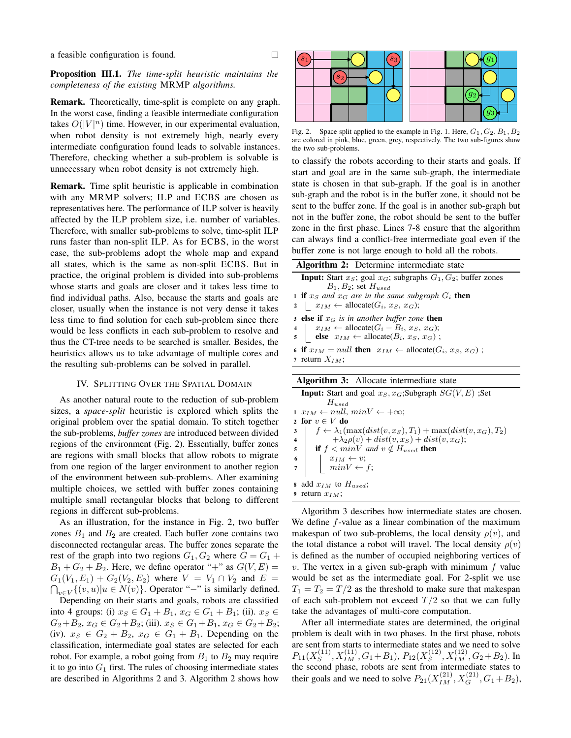a feasible configuration is found. □

**Proposition III.1.** *The time-split heuristic maintains the completeness of the existing* MRMP *algorithms.*

**Remark.** Theoretically, time-split is complete on any graph. In the worst case, finding a feasible intermediate configuration takes $O(|V|^n)$ time. However, in our experimental evaluation, when robot density is not extremely high, nearly every intermediate configuration found leads to solvable instances. Therefore, checking whether a sub-problem is solvable is unnecessary when robot density is not extremely high.

**Remark.** Time split heuristic is applicable in combination with any MRMP solvers; ILP and ECBS are chosen as representatives here. The performance of ILP solver is heavily affected by the ILP problem size, i.e. number of variables. Therefore, with smaller sub-problems to solve, time-split ILP runs faster than non-split ILP. As for ECBS, in the worst case, the sub-problems adopt the whole map and expand all states, which is the same as non-split ECBS. But in practice, the original problem is divided into sub-problems whose starts and goals are closer and it takes less time to find individual paths. Also, because the starts and goals are closer, usually when the instance is not very dense it takes less time to find solution for each sub-problem since there would be less conflicts in each sub-problem to resolve and thus the CT-tree needs to be searched is smaller. Besides, the heuristics allows us to take advantage of multiple cores and the resulting sub-problems can be solved in parallel.

## IV. Splitting Over the Spatial Domain

As another natural route to the reduction of sub-problem sizes, a *space-split* heuristic is explored which splits the original problem over the spatial domain. To stitch together the sub-problems, *buffer zones* are introduced between divided regions of the environment (Fig. 2). Essentially, buffer zones are regions with small blocks that allow robots to migrate from one region of the larger environment to another region of the environment between sub-problems. After examining multiple choices, we settled with buffer zones containing multiple small rectangular blocks that belong to different regions in different sub-problems.

As an illustration, for the instance in Fig. 2, two buffer zones $B_1$ and $B_2$ are created. Each buffer zone contains two disconnected rectangular areas. The buffer zones separate the rest of the graph into two regions $G_1, G_2$ where $G = G_1 + B_1 + G_2 + B_2$. Here, we define operator "+" as $G(V,E) = G_1(V_1,E_1) + G_2(V_2,E_2)$ where $V = V_1 \cap V_2$ and $E = \bigcap_{v \in V}\{(v,u)|u \in N(v)\}$. Operator "−" is similarly defined.

Depending on their starts and goals, robots are classified into 4 groups: (i) $x_S \in G_1 + B_1$, $x_G \in G_1 + B_1$; (ii). $x_S \in G_2+B_2$, $x_G \in G_2+B_2$; (iii). $x_S \in G_1+B_1$, $x_G \in G_2+B_2$; (iv). $x_S \in G_2 + B_2$, $x_G \in G_1 + B_1$. Depending on the classification, intermediate goal states are selected for each robot. For example, a robot going from $B_1$ to $B_2$ may require it to go into $G_1$ first. The rules of choosing intermediate states are described in Algorithms 2 and 3. Algorithm 2 shows how to classify the robots according to their starts and goals. If start and goal are in the same sub-graph, the intermediate state is chosen in that sub-graph. If the goal is in another sub-graph and the robot is in the buffer zone, it should not be sent to the buffer zone. If the goal is in another sub-graph but not in the buffer zone, the robot should be sent to the buffer zone in the first phase. Lines 7-8 ensure that the algorithm can always find a conflict-free intermediate goal even if the buffer zone is not large enough to hold all the robots.

Fig. 2. Space split applied to the example in Fig. 1. Here, $G_1, G_2, B_1, B_2$ are colored in pink, blue, green, grey, respectively. The two sub-figures show the two sub-problems.

**Algorithm 2:** Determine intermediate state

```
Input: Start x_S; goal x_G; subgraphs G_1, G_2; buffer zones
       B_1, B_2; set H_used
1 if x_S and x_G are in the same subgraph G_i then
2     x_IM ← allocate(G_i, x_S, x_G);
3 else if x_G is in another buffer zone then
4     x_IM ← allocate(G_i − B_i, x_S, x_G);
5     else x_IM ← allocate(B_i, x_S, x_G) ;
6 if x_IM = null then x_IM ← allocate(G_i, x_S, x_G) ;
7 return X_IM;
```

**Algorithm 3:** Allocate intermediate state

```
Input: Start and goal x_S, x_G;Subgraph SG(V,E) ;Set
       H_used
1 x_IM ← null, minV ← +∞;
2 for v ∈ V do
3     f ← λ_1(max(dist(v, x_S), T_1) + max(dist(v, x_G), T_2)
4         +λ_2 ρ(v) + dist(v, x_S) + dist(v, x_G);
5     if f < minV and v ∉ H_used then
6         x_IM ← v;
7         minV ← f;
8 add x_IM to H_used;
9 return x_IM;
```

Algorithm 3 describes how intermediate states are chosen. We define $f$-value as a linear combination of the maximum makespan of two sub-problems, the local density $\rho(v)$, and the total distance a robot will travel. The local density $\rho(v)$ is defined as the number of occupied neighboring vertices of $v$. The vertex in a given sub-graph with minimum $f$ value would be set as the intermediate goal. For 2-split we use $T_1 = T_2 = T/2$ as the threshold to make sure that makespan of each sub-problem not exceed $T/2$ so that we can fully take the advantages of multi-core computation.

After all intermediate states are determined, the original problem is dealt with in two phases. In the first phase, robots are sent from starts to intermediate states and we need to solve $P_{11}(X_S^{(11)}, X_{IM}^{(11)}, G_1+B_1)$, $P_{12}(X_S^{(12)}, X_{IM}^{(12)}, G_2+B_2)$. In the second phase, robots are sent from intermediate states to their goals and we need to solve $P_{21}(X_{IM}^{(21)}, X_G^{(21)}, G_1+B_2)$,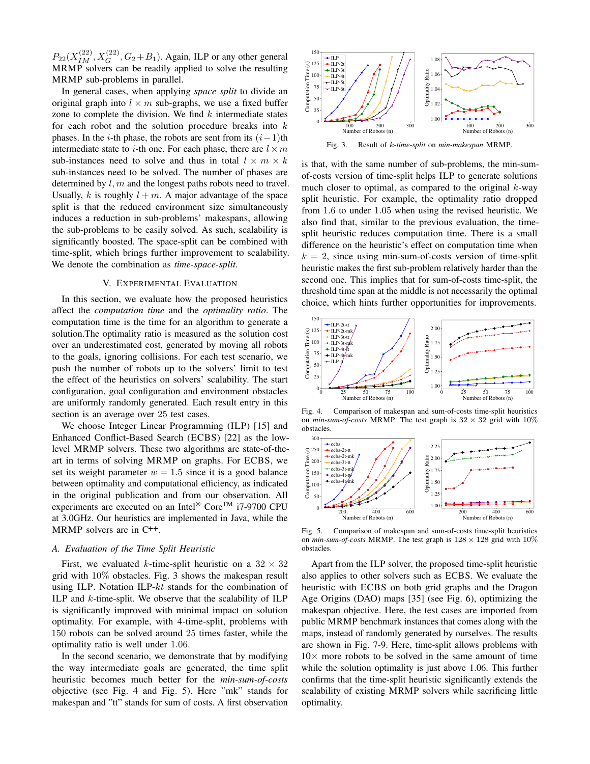$P_{22}(X_{IM}^{(22)}, X_G^{(22)}, G_2+B_1)$. Again, ILP or any other general MRMP solvers can be readily applied to solve the resulting MRMP sub-problems in parallel.

In general cases, when applying *space split* to divide an original graph into $l \times m$ sub-graphs, we use a fixed buffer zone to complete the division. We find $k$ intermediate states for each robot and the solution procedure breaks into $k$ phases. In the $i$-th phase, the robots are sent from its $(i-1)$th intermediate state to $i$-th one. For each phase, there are $l \times m$ sub-instances need to solve and thus in total $l \times m \times k$ sub-instances need to be solved. The number of phases are determined by $l, m$ and the longest paths robots need to travel. Usually, $k$ is roughly $l+m$. A major advantage of the space split is that the reduced environment size simultaneously induces a reduction in sub-problems' makespans, allowing the sub-problems to be easily solved. As such, scalability is significantly boosted. The space-split can be combined with time-split, which brings further improvement to scalability. We denote the combination as *time-space-split*.

## V. Experimental Evaluation

In this section, we evaluate how the proposed heuristics affect the *computation time* and the *optimality ratio*. The computation time is the time for an algorithm to generate a solution.The optimality ratio is measured as the solution cost over an underestimated cost, generated by moving all robots to the goals, ignoring collisions. For each test scenario, we push the number of robots up to the solvers' limit to test the effect of the heuristics on solvers' scalability. The start configuration, goal configuration and environment obstacles are uniformly randomly generated. Each result entry in this section is an average over 25 test cases.

We choose Integer Linear Programming (ILP) [15] and Enhanced Conflict-Based Search (ECBS) [22] as the low-level MRMP solvers. These two algorithms are state-of-the-art in terms of solving MRMP on graphs. For ECBS, we set its weight parameter $w = 1.5$ since it is a good balance between optimality and computational efficiency, as indicated in the original publication and from our observation. All experiments are executed on an Intel® Core™ i7-9700 CPU at 3.0GHz. Our heuristics are implemented in Java, while the MRMP solvers are in C++.

### A. Evaluation of the Time Split Heuristic

First, we evaluated $k$-time-split heuristic on a $32 \times 32$ grid with 10% obstacles. Fig. 3 shows the makespan result using ILP. Notation ILP-$kt$ stands for the combination of ILP and $k$-time-split. We observe that the scalability of ILP is significantly improved with minimal impact on solution optimality. For example, with 4-time-split, problems with 150 robots can be solved around 25 times faster, while the optimality ratio is well under 1.06.

In the second scenario, we demonstrate that by modifying the way intermediate goals are generated, the time split heuristic becomes much better for the *min-sum-of-costs* objective (see Fig. 4 and Fig. 5). Here "mk" stands for makespan and "tt" stands for sum of costs. A first observation is that, with the same number of sub-problems, the min-sum-of-costs version of time-split helps ILP to generate solutions much closer to optimal, as compared to the original $k$-way split heuristic. For example, the optimality ratio dropped from 1.6 to under 1.05 when using the revised heuristic. We also find that, similar to the previous evaluation, the time-split heuristic reduces computation time. There is a small difference on the heuristic's effect on computation time when $k = 2$, since using min-sum-of-costs version of time-split heuristic makes the first sub-problem relatively harder than the second one. This implies that for sum-of-costs time-split, the threshold time span at the middle is not necessarily the optimal choice, which hints further opportunities for improvements.

Fig. 3. Result of *k-time-split* on *min-makespan* MRMP.

Fig. 4. Comparison of makespan and sum-of-costs time-split heuristics on *min-sum-of-costs* MRMP. The test graph is $32 \times 32$ grid with 10% obstacles.

Fig. 5. Comparison of makespan and sum-of-costs time-split heuristics on *min-sum-of-costs* MRMP. The test graph is $128 \times 128$ grid with 10% obstacles.

Apart from the ILP solver, the proposed time-split heuristic also applies to other solvers such as ECBS. We evaluate the time-split heuristic with ECBS on both grid graphs and the Dragon Age Origins (DAO) maps [35] (see Fig. 6), optimizing the makespan objective. Here, the test cases are imported from public MRMP benchmark instances that comes along with the maps, instead of randomly generated by ourselves. The results are shown in Fig. 7-9. Here, time-split allows problems with $10\times$ more robots to be solved in the same amount of time while the solution optimality is just above 1.06. This further confirms that the time-split heuristic significantly extends the scalability of existing MRMP solvers while sacrificing little optimality.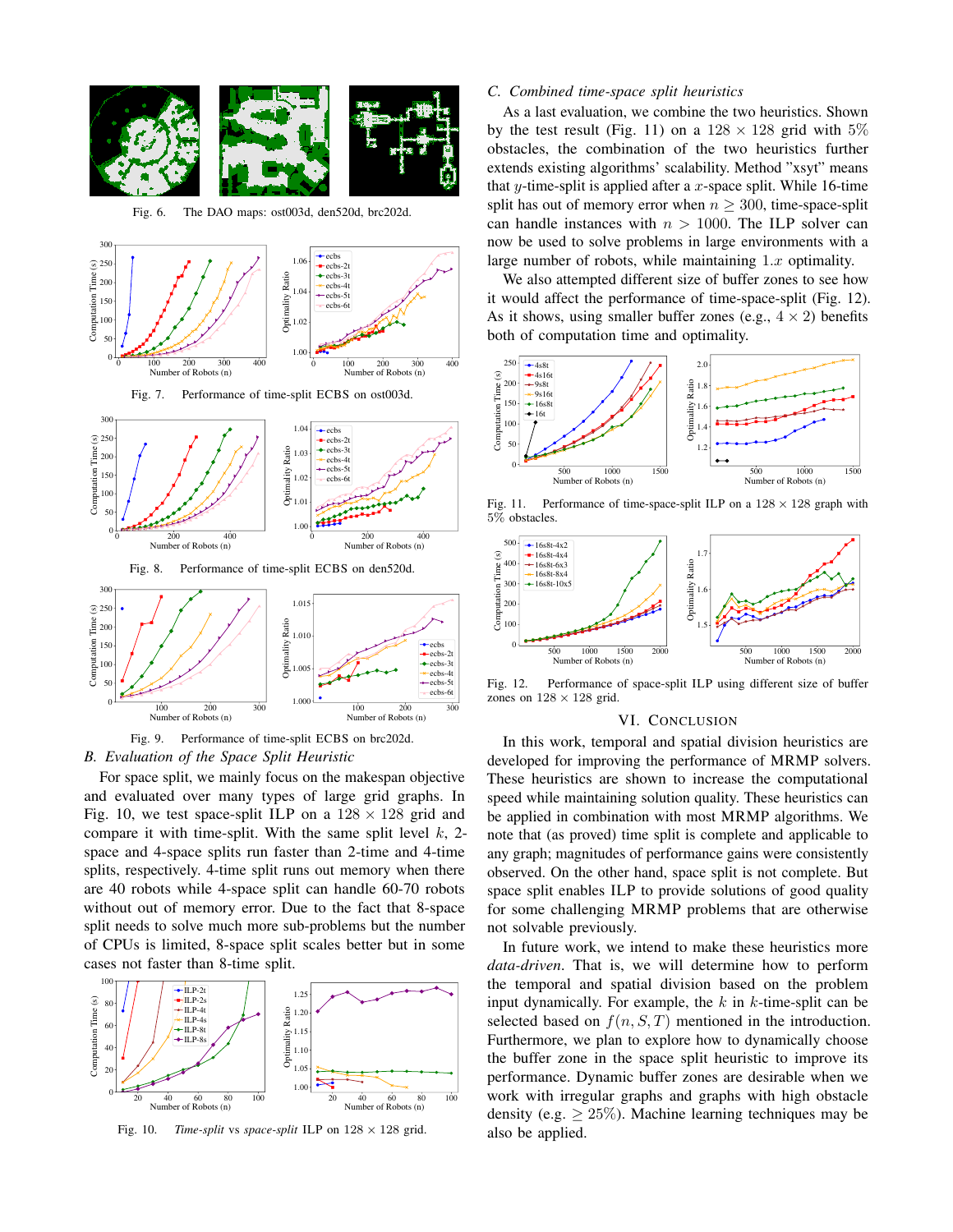Fig. 6. The DAO maps: ost003d, den520d, brc202d.

Fig. 7. Performance of time-split ECBS on ost003d.

Fig. 8. Performance of time-split ECBS on den520d.

Fig. 9. Performance of time-split ECBS on brc202d.

### B. Evaluation of the Space Split Heuristic

For space split, we mainly focus on the makespan objective and evaluated over many types of large grid graphs. In Fig. 10, we test space-split ILP on a $128 \times 128$ grid and compare it with time-split. With the same split level $k$, 2-space and 4-space splits run faster than 2-time and 4-time splits, respectively. 4-time split runs out memory when there are 40 robots while 4-space split can handle 60-70 robots without out of memory error. Due to the fact that 8-space split needs to solve much more sub-problems but the number of CPUs is limited, 8-space split scales better but in some cases not faster than 8-time split.

Fig. 10. *Time-split* vs *space-split* ILP on $128 \times 128$ grid.

### C. Combined time-space split heuristics

As a last evaluation, we combine the two heuristics. Shown by the test result (Fig. 11) on a $128 \times 128$ grid with 5% obstacles, the combination of the two heuristics further extends existing algorithms' scalability. Method "xsyt" means that $y$-time-split is applied after a $x$-space split. While 16-time split has out of memory error when $n \geq 300$, time-space-split can handle instances with $n > 1000$. The ILP solver can now be used to solve problems in large environments with a large number of robots, while maintaining $1.x$ optimality.

We also attempted different size of buffer zones to see how it would affect the performance of time-space-split (Fig. 12). As it shows, using smaller buffer zones (e.g., $4 \times 2$) benefits both of computation time and optimality.

Fig. 11. Performance of time-space-split ILP on a $128 \times 128$ graph with 5% obstacles.

Fig. 12. Performance of space-split ILP using different size of buffer zones on $128 \times 128$ grid.

## VI. Conclusion

In this work, temporal and spatial division heuristics are developed for improving the performance of MRMP solvers. These heuristics are shown to increase the computational speed while maintaining solution quality. These heuristics can be applied in combination with most MRMP algorithms. We note that (as proved) time split is complete and applicable to any graph; magnitudes of performance gains were consistently observed. On the other hand, space split is not complete. But space split enables ILP to provide solutions of good quality for some challenging MRMP problems that are otherwise not solvable previously.

In future work, we intend to make these heuristics more *data-driven*. That is, we will determine how to perform the temporal and spatial division based on the problem input dynamically. For example, the $k$ in $k$-time-split can be selected based on $f(n, S, T)$ mentioned in the introduction. Furthermore, we plan to explore how to dynamically choose the buffer zone in the space split heuristic to improve its performance. Dynamic buffer zones are desirable when we work with irregular graphs and graphs with high obstacle density (e.g. $\geq 25\%$). Machine learning techniques may be also applied.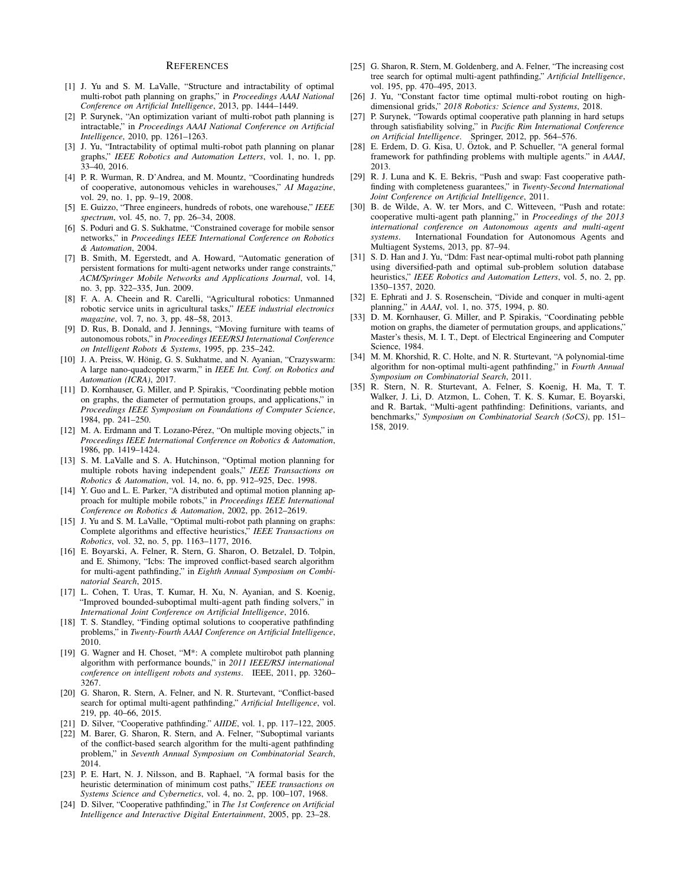# References

[1] J. Yu and S. M. LaValle, "Structure and intractability of optimal multi-robot path planning on graphs," in *Proceedings AAAI National Conference on Artificial Intelligence*, 2013, pp. 1444–1449.

[2] P. Surynek, "An optimization variant of multi-robot path planning is intractable," in *Proceedings AAAI National Conference on Artificial Intelligence*, 2010, pp. 1261–1263.

[3] J. Yu, "Intractability of optimal multi-robot path planning on planar graphs," *IEEE Robotics and Automation Letters*, vol. 1, no. 1, pp. 33–40, 2016.

[4] P. R. Wurman, R. D'Andrea, and M. Mountz, "Coordinating hundreds of cooperative, autonomous vehicles in warehouses," *AI Magazine*, vol. 29, no. 1, pp. 9–19, 2008.

[5] E. Guizzo, "Three engineers, hundreds of robots, one warehouse," *IEEE spectrum*, vol. 45, no. 7, pp. 26–34, 2008.

[6] S. Poduri and G. S. Sukhatme, "Constrained coverage for mobile sensor networks," in *Proceedings IEEE International Conference on Robotics & Automation*, 2004.

[7] B. Smith, M. Egerstedt, and A. Howard, "Automatic generation of persistent formations for multi-agent networks under range constraints," *ACM/Springer Mobile Networks and Applications Journal*, vol. 14, no. 3, pp. 322–335, Jun. 2009.

[8] F. A. A. Cheein and R. Carelli, "Agricultural robotics: Unmanned robotic service units in agricultural tasks," *IEEE industrial electronics magazine*, vol. 7, no. 3, pp. 48–58, 2013.

[9] D. Rus, B. Donald, and J. Jennings, "Moving furniture with teams of autonomous robots," in *Proceedings IEEE/RSJ International Conference on Intelligent Robots & Systems*, 1995, pp. 235–242.

[10] J. A. Preiss, W. Hönig, G. S. Sukhatme, and N. Ayanian, "Crazyswarm: A large nano-quadcopter swarm," in *IEEE Int. Conf. on Robotics and Automation (ICRA)*, 2017.

[11] D. Kornhauser, G. Miller, and P. Spirakis, "Coordinating pebble motion on graphs, the diameter of permutation groups, and applications," in *Proceedings IEEE Symposium on Foundations of Computer Science*, 1984, pp. 241–250.

[12] M. A. Erdmann and T. Lozano-Pérez, "On multiple moving objects," in *Proceedings IEEE International Conference on Robotics & Automation*, 1986, pp. 1419–1424.

[13] S. M. LaValle and S. A. Hutchinson, "Optimal motion planning for multiple robots having independent goals," *IEEE Transactions on Robotics & Automation*, vol. 14, no. 6, pp. 912–925, Dec. 1998.

[14] Y. Guo and L. E. Parker, "A distributed and optimal motion planning approach for multiple mobile robots," in *Proceedings IEEE International Conference on Robotics & Automation*, 2002, pp. 2612–2619.

[15] J. Yu and S. M. LaValle, "Optimal multi-robot path planning on graphs: Complete algorithms and effective heuristics," *IEEE Transactions on Robotics*, vol. 32, no. 5, pp. 1163–1177, 2016.

[16] E. Boyarski, A. Felner, R. Stern, G. Sharon, O. Betzalel, D. Tolpin, and E. Shimony, "Icbs: The improved conflict-based search algorithm for multi-agent pathfinding," in *Eighth Annual Symposium on Combinatorial Search*, 2015.

[17] L. Cohen, T. Uras, T. Kumar, H. Xu, N. Ayanian, and S. Koenig, "Improved bounded-suboptimal multi-agent path finding solvers," in *International Joint Conference on Artificial Intelligence*, 2016.

[18] T. S. Standley, "Finding optimal solutions to cooperative pathfinding problems," in *Twenty-Fourth AAAI Conference on Artificial Intelligence*, 2010.

[19] G. Wagner and H. Choset, "M*: A complete multirobot path planning algorithm with performance bounds," in *2011 IEEE/RSJ international conference on intelligent robots and systems*. IEEE, 2011, pp. 3260–3267.

[20] G. Sharon, R. Stern, A. Felner, and N. R. Sturtevant, "Conflict-based search for optimal multi-agent pathfinding," *Artificial Intelligence*, vol. 219, pp. 40–66, 2015.

[21] D. Silver, "Cooperative pathfinding." *AIIDE*, vol. 1, pp. 117–122, 2005.

[22] M. Barer, G. Sharon, R. Stern, and A. Felner, "Suboptimal variants of the conflict-based search algorithm for the multi-agent pathfinding problem," in *Seventh Annual Symposium on Combinatorial Search*, 2014.

[23] P. E. Hart, N. J. Nilsson, and B. Raphael, "A formal basis for the heuristic determination of minimum cost paths," *IEEE transactions on Systems Science and Cybernetics*, vol. 4, no. 2, pp. 100–107, 1968.

[24] D. Silver, "Cooperative pathfinding," in *The 1st Conference on Artificial Intelligence and Interactive Digital Entertainment*, 2005, pp. 23–28.

[25] G. Sharon, R. Stern, M. Goldenberg, and A. Felner, "The increasing cost tree search for optimal multi-agent pathfinding," *Artificial Intelligence*, vol. 195, pp. 470–495, 2013.

[26] J. Yu, "Constant factor time optimal multi-robot routing on high-dimensional grids," *2018 Robotics: Science and Systems*, 2018.

[27] P. Surynek, "Towards optimal cooperative path planning in hard setups through satisfiability solving," in *Pacific Rim International Conference on Artificial Intelligence*. Springer, 2012, pp. 564–576.

[28] E. Erdem, D. G. Kisa, U. Öztok, and P. Schueller, "A general formal framework for pathfinding problems with multiple agents." in *AAAI*, 2013.

[29] R. J. Luna and K. E. Bekris, "Push and swap: Fast cooperative pathfinding with completeness guarantees," in *Twenty-Second International Joint Conference on Artificial Intelligence*, 2011.

[30] B. de Wilde, A. W. ter Mors, and C. Witteveen, "Push and rotate: cooperative multi-agent path planning," in *Proceedings of the 2013 international conference on Autonomous agents and multi-agent systems*. International Foundation for Autonomous Agents and Multiagent Systems, 2013, pp. 87–94.

[31] S. D. Han and J. Yu, "Ddm: Fast near-optimal multi-robot path planning using diversified-path and optimal sub-problem solution database heuristics," *IEEE Robotics and Automation Letters*, vol. 5, no. 2, pp. 1350–1357, 2020.

[32] E. Ephrati and J. S. Rosenschein, "Divide and conquer in multi-agent planning," in *AAAI*, vol. 1, no. 375, 1994, p. 80.

[33] D. M. Kornhauser, G. Miller, and P. Spirakis, "Coordinating pebble motion on graphs, the diameter of permutation groups, and applications," Master's thesis, M. I. T., Dept. of Electrical Engineering and Computer Science, 1984.

[34] M. M. Khorshid, R. C. Holte, and N. R. Sturtevant, "A polynomial-time algorithm for non-optimal multi-agent pathfinding," in *Fourth Annual Symposium on Combinatorial Search*, 2011.

[35] R. Stern, N. R. Sturtevant, A. Felner, S. Koenig, H. Ma, T. T. Walker, J. Li, D. Atzmon, L. Cohen, T. K. S. Kumar, E. Boyarski, and R. Bartak, "Multi-agent pathfinding: Definitions, variants, and benchmarks," *Symposium on Combinatorial Search (SoCS)*, pp. 151–158, 2019.